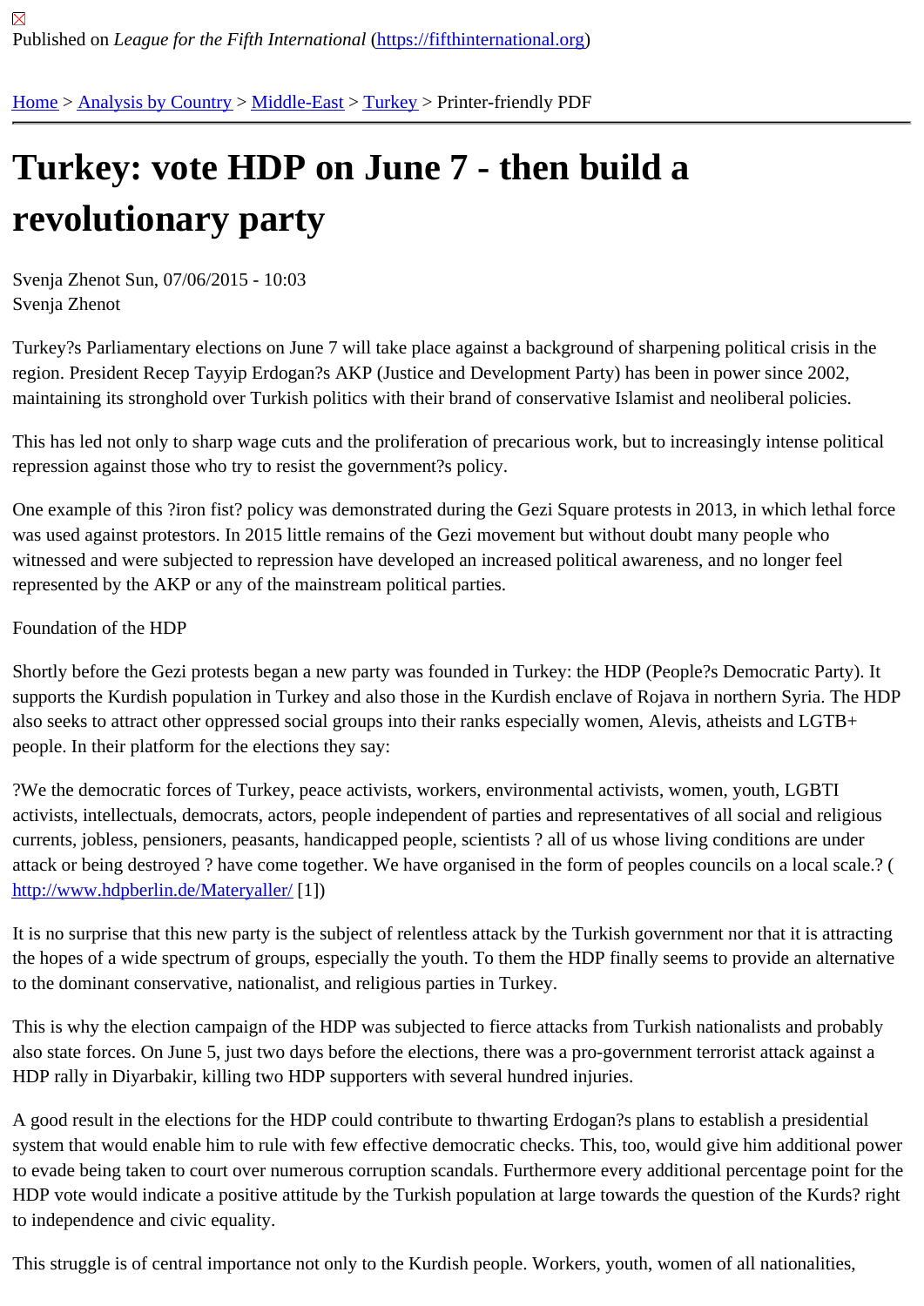Published on *League for the Fifth International* (https://fifthinternational.org)

Home > Analysis by Country > Middle-East > Turkey > Printer-friendly PDF

# Turkey: vote HDP on June 7 - then build a revolutionary party

Svenja Zhenot Sun, 07/06/2015 - 10:03
Svenja Zhenot

Turkey?s Parliamentary elections on June 7 will take place against a background of sharpening political crisis in the region. President Recep Tayyip Erdogan?s AKP (Justice and Development Party) has been in power since 2002, maintaining its stronghold over Turkish politics with their brand of conservative Islamist and neoliberal policies.

This has led not only to sharp wage cuts and the proliferation of precarious work, but to increasingly intense political repression against those who try to resist the government?s policy.

One example of this ?iron fist? policy was demonstrated during the Gezi Square protests in 2013, in which lethal force was used against protestors. In 2015 little remains of the Gezi movement but without doubt many people who witnessed and were subjected to repression have developed an increased political awareness, and no longer feel represented by the AKP or any of the mainstream political parties.

Foundation of the HDP

Shortly before the Gezi protests began a new party was founded in Turkey: the HDP (People?s Democratic Party). It supports the Kurdish population in Turkey and also those in the Kurdish enclave of Rojava in northern Syria. The HDP also seeks to attract other oppressed social groups into their ranks especially women, Alevis, atheists and LGTB+ people. In their platform for the elections they say:

?We the democratic forces of Turkey, peace activists, workers, environmental activists, women, youth, LGBTI activists, intellectuals, democrats, actors, people independent of parties and representatives of all social and religious currents, jobless, pensioners, peasants, handicapped people, scientists ? all of us whose living conditions are under attack or being destroyed ? have come together. We have organised in the form of peoples councils on a local scale.? ( http://www.hdpberlin.de/Materyaller/ [1])

It is no surprise that this new party is the subject of relentless attack by the Turkish government nor that it is attracting the hopes of a wide spectrum of groups, especially the youth. To them the HDP finally seems to provide an alternative to the dominant conservative, nationalist, and religious parties in Turkey.

This is why the election campaign of the HDP was subjected to fierce attacks from Turkish nationalists and probably also state forces. On June 5, just two days before the elections, there was a pro-government terrorist attack against a HDP rally in Diyarbakir, killing two HDP supporters with several hundred injuries.

A good result in the elections for the HDP could contribute to thwarting Erdogan?s plans to establish a presidential system that would enable him to rule with few effective democratic checks. This, too, would give him additional power to evade being taken to court over numerous corruption scandals. Furthermore every additional percentage point for the HDP vote would indicate a positive attitude by the Turkish population at large towards the question of the Kurds? right to independence and civic equality.

This struggle is of central importance not only to the Kurdish people. Workers, youth, women of all nationalities,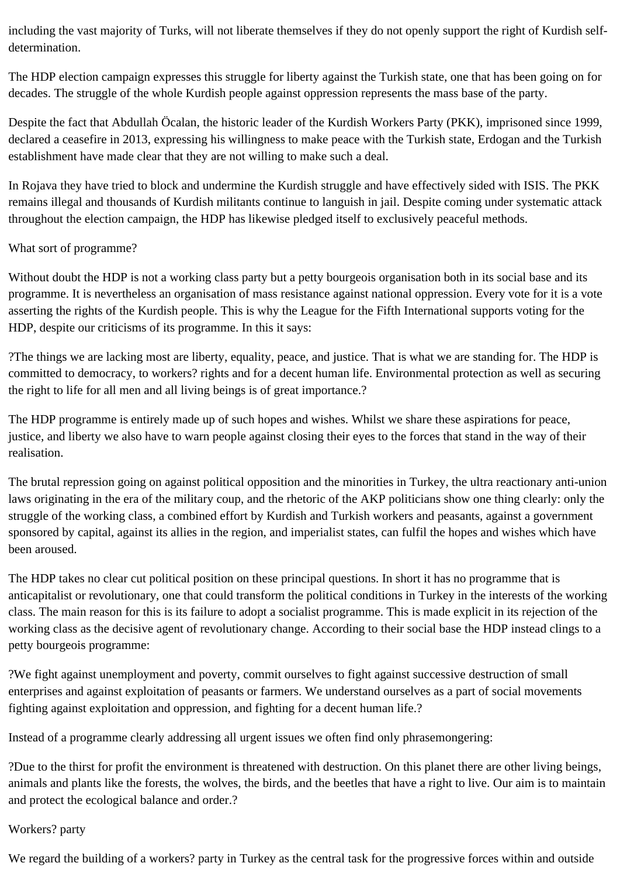including the vast majority of Turks, will not liberate themselves if they do not openly support the right of Kurdish self-determination.

The HDP election campaign expresses this struggle for liberty against the Turkish state, one that has been going on for decades. The struggle of the whole Kurdish people against oppression represents the mass base of the party.

Despite the fact that Abdullah Öcalan, the historic leader of the Kurdish Workers Party (PKK), imprisoned since 1999, declared a ceasefire in 2013, expressing his willingness to make peace with the Turkish state, Erdogan and the Turkish establishment have made clear that they are not willing to make such a deal.

In Rojava they have tried to block and undermine the Kurdish struggle and have effectively sided with ISIS. The PKK remains illegal and thousands of Kurdish militants continue to languish in jail. Despite coming under systematic attack throughout the election campaign, the HDP has likewise pledged itself to exclusively peaceful methods.

## What sort of programme?

Without doubt the HDP is not a working class party but a petty bourgeois organisation both in its social base and its programme. It is nevertheless an organisation of mass resistance against national oppression. Every vote for it is a vote asserting the rights of the Kurdish people. This is why the League for the Fifth International supports voting for the HDP, despite our criticisms of its programme. In this it says:

?The things we are lacking most are liberty, equality, peace, and justice. That is what we are standing for. The HDP is committed to democracy, to workers? rights and for a decent human life. Environmental protection as well as securing the right to life for all men and all living beings is of great importance.?

The HDP programme is entirely made up of such hopes and wishes. Whilst we share these aspirations for peace, justice, and liberty we also have to warn people against closing their eyes to the forces that stand in the way of their realisation.

The brutal repression going on against political opposition and the minorities in Turkey, the ultra reactionary anti-union laws originating in the era of the military coup, and the rhetoric of the AKP politicians show one thing clearly: only the struggle of the working class, a combined effort by Kurdish and Turkish workers and peasants, against a government sponsored by capital, against its allies in the region, and imperialist states, can fulfil the hopes and wishes which have been aroused.

The HDP takes no clear cut political position on these principal questions. In short it has no programme that is anticapitalist or revolutionary, one that could transform the political conditions in Turkey in the interests of the working class. The main reason for this is its failure to adopt a socialist programme. This is made explicit in its rejection of the working class as the decisive agent of revolutionary change. According to their social base the HDP instead clings to a petty bourgeois programme:

?We fight against unemployment and poverty, commit ourselves to fight against successive destruction of small enterprises and against exploitation of peasants or farmers. We understand ourselves as a part of social movements fighting against exploitation and oppression, and fighting for a decent human life.?

Instead of a programme clearly addressing all urgent issues we often find only phrasemongering:

?Due to the thirst for profit the environment is threatened with destruction. On this planet there are other living beings, animals and plants like the forests, the wolves, the birds, and the beetles that have a right to live. Our aim is to maintain and protect the ecological balance and order.?

## Workers? party

We regard the building of a workers? party in Turkey as the central task for the progressive forces within and outside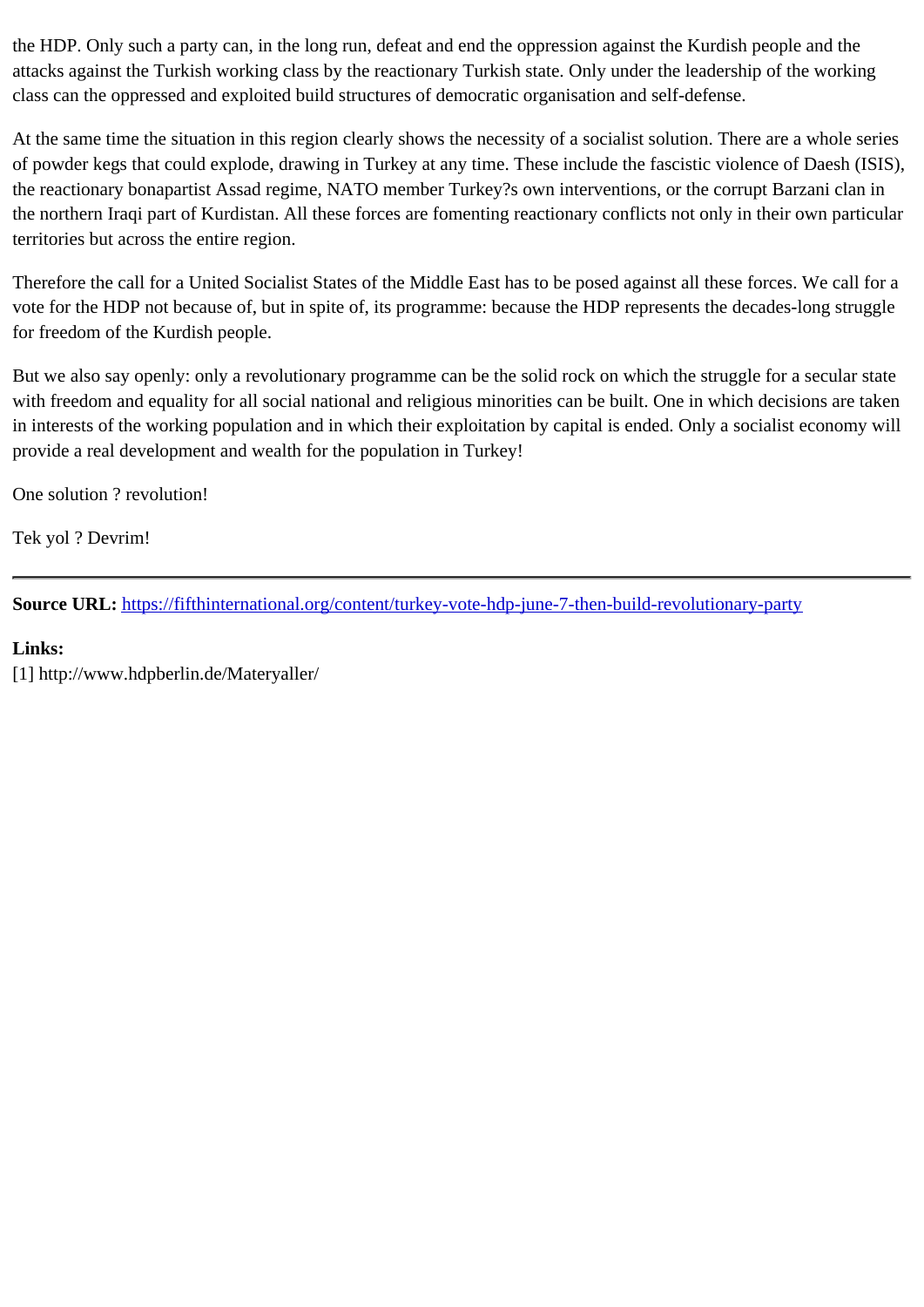the HDP. Only such a party can, in the long run, defeat and end the oppression against the Kurdish people and the attacks against the Turkish working class by the reactionary Turkish state. Only under the leadership of the working class can the oppressed and exploited build structures of democratic organisation and self-defense.

At the same time the situation in this region clearly shows the necessity of a socialist solution. There are a whole series of powder kegs that could explode, drawing in Turkey at any time. These include the fascistic violence of Daesh (ISIS), the reactionary bonapartist Assad regime, NATO member Turkey?s own interventions, or the corrupt Barzani clan in the northern Iraqi part of Kurdistan. All these forces are fomenting reactionary conflicts not only in their own particular territories but across the entire region.

Therefore the call for a United Socialist States of the Middle East has to be posed against all these forces. We call for a vote for the HDP not because of, but in spite of, its programme: because the HDP represents the decades-long struggle for freedom of the Kurdish people.

But we also say openly: only a revolutionary programme can be the solid rock on which the struggle for a secular state with freedom and equality for all social national and religious minorities can be built. One in which decisions are taken in interests of the working population and in which their exploitation by capital is ended. Only a socialist economy will provide a real development and wealth for the population in Turkey!

One solution ? revolution!

Tek yol ? Devrim!

---

**Source URL:** https://fifthinternational.org/content/turkey-vote-hdp-june-7-then-build-revolutionary-party

**Links:**
[1] http://www.hdpberlin.de/Materyaller/